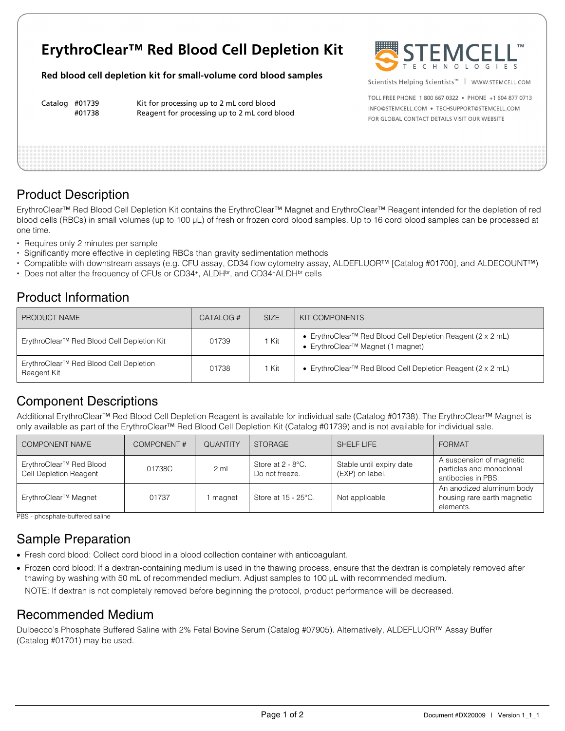# ErythroClear™ Red Blood Cell Depletion Kit

**Red blood cell depletion kit for small-volume cord blood samples**

Catalog #01739 Kit for processing up to 2 mL cord blood
#01738 Reagent for processing up to 2 mL cord blood

STEMCELL TECHNOLOGIES
Scientists Helping Scientists™ | WWW.STEMCELL.COM
TOLL FREE PHONE 1 800 667 0322 • PHONE +1 604 877 0713
INFO@STEMCELL.COM • TECHSUPPORT@STEMCELL.COM
FOR GLOBAL CONTACT DETAILS VISIT OUR WEBSITE

## Product Description

ErythroClear™ Red Blood Cell Depletion Kit contains the ErythroClear™ Magnet and ErythroClear™ Reagent intended for the depletion of red blood cells (RBCs) in small volumes (up to 100 µL) of fresh or frozen cord blood samples. Up to 16 cord blood samples can be processed at one time.

- Requires only 2 minutes per sample
- Significantly more effective in depleting RBCs than gravity sedimentation methods
- Compatible with downstream assays (e.g. CFU assay, CD34 flow cytometry assay, ALDEFLUOR™ [Catalog #01700], and ALDECOUNT™)
- Does not alter the frequency of CFUs or $CD34^+$, $ALDH^{br}$, and $CD34^+ALDH^{br}$ cells

## Product Information

| PRODUCT NAME | CATALOG # | SIZE | KIT COMPONENTS |
|---|---|---|---|
| ErythroClear™ Red Blood Cell Depletion Kit | 01739 | 1 Kit | • ErythroClear™ Red Blood Cell Depletion Reagent (2 x 2 mL)<br>• ErythroClear™ Magnet (1 magnet) |
| ErythroClear™ Red Blood Cell Depletion Reagent Kit | 01738 | 1 Kit | • ErythroClear™ Red Blood Cell Depletion Reagent (2 x 2 mL) |

## Component Descriptions

Additional ErythroClear™ Red Blood Cell Depletion Reagent is available for individual sale (Catalog #01738). The ErythroClear™ Magnet is only available as part of the ErythroClear™ Red Blood Cell Depletion Kit (Catalog #01739) and is not available for individual sale.

| COMPONENT NAME | COMPONENT # | QUANTITY | STORAGE | SHELF LIFE | FORMAT |
|---|---|---|---|---|---|
| ErythroClear™ Red Blood Cell Depletion Reagent | 01738C | 2 mL | Store at 2 - 8°C. Do not freeze. | Stable until expiry date (EXP) on label. | A suspension of magnetic particles and monoclonal antibodies in PBS. |
| ErythroClear™ Magnet | 01737 | 1 magnet | Store at 15 - 25°C. | Not applicable | An anodized aluminum body housing rare earth magnetic elements. |

PBS - phosphate-buffered saline

## Sample Preparation

- Fresh cord blood: Collect cord blood in a blood collection container with anticoagulant.
- Frozen cord blood: If a dextran-containing medium is used in the thawing process, ensure that the dextran is completely removed after thawing by washing with 50 mL of recommended medium. Adjust samples to 100 µL with recommended medium.

  NOTE: If dextran is not completely removed before beginning the protocol, product performance will be decreased.

## Recommended Medium

Dulbecco's Phosphate Buffered Saline with 2% Fetal Bovine Serum (Catalog #07905). Alternatively, ALDEFLUOR™ Assay Buffer (Catalog #01701) may be used.

Document #DX20009 | Version 1_1_1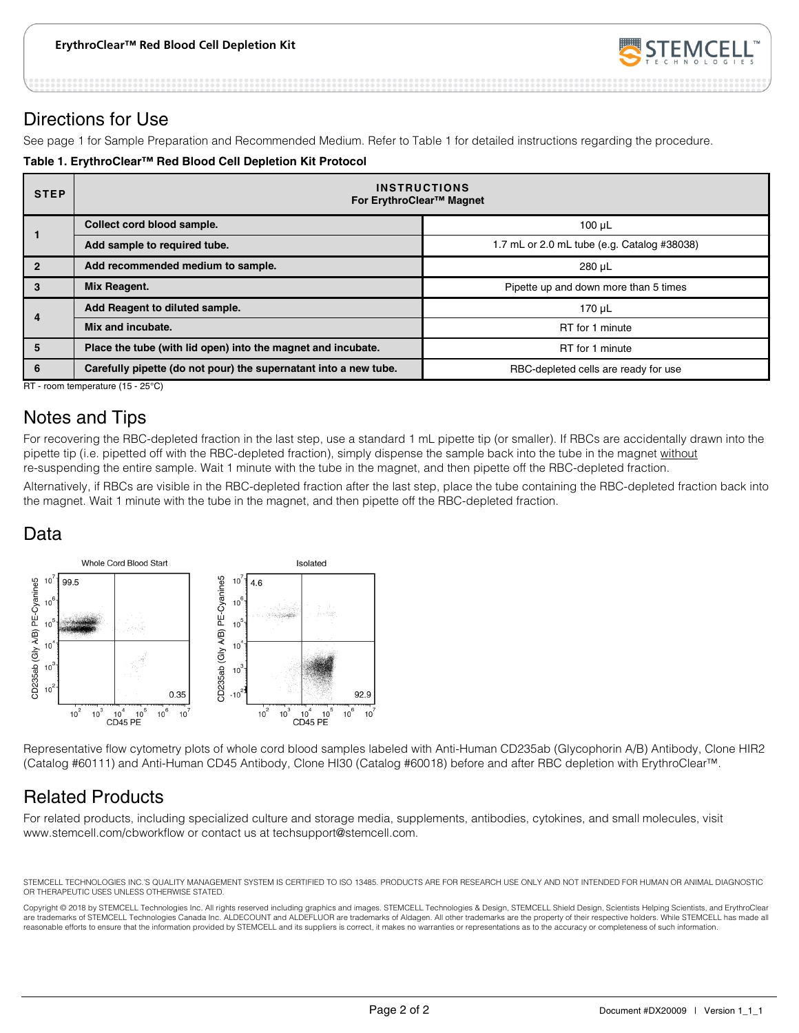## Directions for Use

See page 1 for Sample Preparation and Recommended Medium. Refer to Table 1 for detailed instructions regarding the procedure.

**Table 1. ErythroClear™ Red Blood Cell Depletion Kit Protocol**

| STEP | INSTRUCTIONS For ErythroClear™ Magnet | |
|---|---|---|
| 1 | **Collect cord blood sample.** | 100 µL |
| | **Add sample to required tube.** | 1.7 mL or 2.0 mL tube (e.g. Catalog #38038) |
| 2 | **Add recommended medium to sample.** | 280 µL |
| 3 | **Mix Reagent.** | Pipette up and down more than 5 times |
| 4 | **Add Reagent to diluted sample.** | 170 µL |
| | **Mix and incubate.** | RT for 1 minute |
| 5 | **Place the tube (with lid open) into the magnet and incubate.** | RT for 1 minute |
| 6 | **Carefully pipette (do not pour) the supernatant into a new tube.** | RBC-depleted cells are ready for use |

RT - room temperature (15 - 25°C)

## Notes and Tips

For recovering the RBC-depleted fraction in the last step, use a standard 1 mL pipette tip (or smaller). If RBCs are accidentally drawn into the pipette tip (i.e. pipetted off with the RBC-depleted fraction), simply dispense the sample back into the tube in the magnet without re-suspending the entire sample. Wait 1 minute with the tube in the magnet, and then pipette off the RBC-depleted fraction.

Alternatively, if RBCs are visible in the RBC-depleted fraction after the last step, place the tube containing the RBC-depleted fraction back into the magnet. Wait 1 minute with the tube in the magnet, and then pipette off the RBC-depleted fraction.

## Data

Whole Cord Blood Start

99.5

0.35

Isolated

4.6

92.9

CD235ab (Gly A/B) PE-Cyanine5

CD45 PE

Representative flow cytometry plots of whole cord blood samples labeled with Anti-Human CD235ab (Glycophorin A/B) Antibody, Clone HIR2 (Catalog #60111) and Anti-Human CD45 Antibody, Clone HI30 (Catalog #60018) before and after RBC depletion with ErythroClear™.

## Related Products

For related products, including specialized culture and storage media, supplements, antibodies, cytokines, and small molecules, visit www.stemcell.com/cbworkflow or contact us at techsupport@stemcell.com.

STEMCELL TECHNOLOGIES INC.'S QUALITY MANAGEMENT SYSTEM IS CERTIFIED TO ISO 13485. PRODUCTS ARE FOR RESEARCH USE ONLY AND NOT INTENDED FOR HUMAN OR ANIMAL DIAGNOSTIC OR THERAPEUTIC USES UNLESS OTHERWISE STATED.

Copyright © 2018 by STEMCELL Technologies Inc. All rights reserved including graphics and images. STEMCELL Technologies & Design, STEMCELL Shield Design, Scientists Helping Scientists, and ErythroClear are trademarks of STEMCELL Technologies Canada Inc. ALDECOUNT and ALDEFLUOR are trademarks of Aldagen. All other trademarks are the property of their respective holders. While STEMCELL has made all reasonable efforts to ensure that the information provided by STEMCELL and its suppliers is correct, it makes no warranties or representations as to the accuracy or completeness of such information.

Document #DX20009 | Version 1_1_1